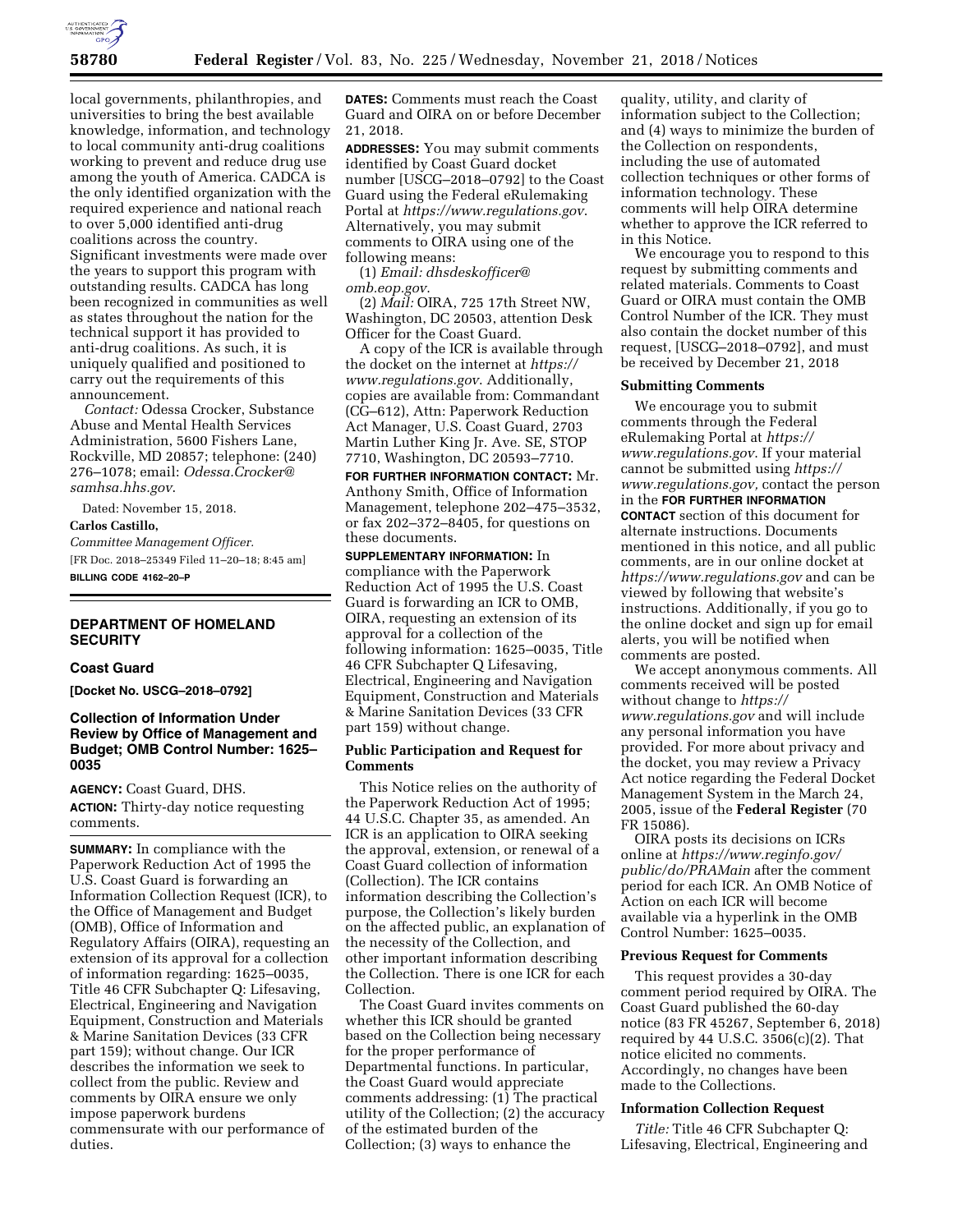local governments, philanthropies, and universities to bring the best available knowledge, information, and technology to local community anti-drug coalitions working to prevent and reduce drug use among the youth of America. CADCA is the only identified organization with the required experience and national reach to over 5,000 identified anti-drug coalitions across the country. Significant investments were made over the years to support this program with outstanding results. CADCA has long been recognized in communities as well as states throughout the nation for the technical support it has provided to anti-drug coalitions. As such, it is uniquely qualified and positioned to carry out the requirements of this announcement.

*Contact:* Odessa Crocker, Substance Abuse and Mental Health Services Administration, 5600 Fishers Lane, Rockville, MD 20857; telephone: (240) 276–1078; email: *Odessa.Crocker@samhsa.hhs.gov*.

Dated: November 15, 2018.

**Carlos Castillo,**

*Committee Management Officer.*

[FR Doc. 2018–25349 Filed 11–20–18; 8:45 am]

**BILLING CODE 4162–20–P**

## DEPARTMENT OF HOMELAND SECURITY

### Coast Guard

**[Docket No. USCG–2018–0792]**

### Collection of Information Under Review by Office of Management and Budget; OMB Control Number: 1625–0035

**AGENCY:** Coast Guard, DHS.

**ACTION:** Thirty-day notice requesting comments.

**SUMMARY:** In compliance with the Paperwork Reduction Act of 1995 the U.S. Coast Guard is forwarding an Information Collection Request (ICR), to the Office of Management and Budget (OMB), Office of Information and Regulatory Affairs (OIRA), requesting an extension of its approval for a collection of information regarding: 1625–0035, Title 46 CFR Subchapter Q: Lifesaving, Electrical, Engineering and Navigation Equipment, Construction and Materials & Marine Sanitation Devices (33 CFR part 159); without change. Our ICR describes the information we seek to collect from the public. Review and comments by OIRA ensure we only impose paperwork burdens commensurate with our performance of duties.

**DATES:** Comments must reach the Coast Guard and OIRA on or before December 21, 2018.

**ADDRESSES:** You may submit comments identified by Coast Guard docket number [USCG–2018–0792] to the Coast Guard using the Federal eRulemaking Portal at *https://www.regulations.gov*. Alternatively, you may submit comments to OIRA using one of the following means:

(1) *Email: dhsdeskofficer@omb.eop.gov*.

(2) *Mail:* OIRA, 725 17th Street NW, Washington, DC 20503, attention Desk Officer for the Coast Guard.

A copy of the ICR is available through the docket on the internet at *https://www.regulations.gov*. Additionally, copies are available from: Commandant (CG–612), Attn: Paperwork Reduction Act Manager, U.S. Coast Guard, 2703 Martin Luther King Jr. Ave. SE, STOP 7710, Washington, DC 20593–7710.

**FOR FURTHER INFORMATION CONTACT:** Mr. Anthony Smith, Office of Information Management, telephone 202–475–3532, or fax 202–372–8405, for questions on these documents.

**SUPPLEMENTARY INFORMATION:** In compliance with the Paperwork Reduction Act of 1995 the U.S. Coast Guard is forwarding an ICR to OMB, OIRA, requesting an extension of its approval for a collection of the following information: 1625–0035, Title 46 CFR Subchapter Q Lifesaving, Electrical, Engineering and Navigation Equipment, Construction and Materials & Marine Sanitation Devices (33 CFR part 159) without change.

#### Public Participation and Request for Comments

This Notice relies on the authority of the Paperwork Reduction Act of 1995; 44 U.S.C. Chapter 35, as amended. An ICR is an application to OIRA seeking the approval, extension, or renewal of a Coast Guard collection of information (Collection). The ICR contains information describing the Collection's purpose, the Collection's likely burden on the affected public, an explanation of the necessity of the Collection, and other important information describing the Collection. There is one ICR for each Collection.

The Coast Guard invites comments on whether this ICR should be granted based on the Collection being necessary for the proper performance of Departmental functions. In particular, the Coast Guard would appreciate comments addressing: (1) The practical utility of the Collection; (2) the accuracy of the estimated burden of the Collection; (3) ways to enhance the quality, utility, and clarity of information subject to the Collection; and (4) ways to minimize the burden of the Collection on respondents, including the use of automated collection techniques or other forms of information technology. These comments will help OIRA determine whether to approve the ICR referred to in this Notice.

We encourage you to respond to this request by submitting comments and related materials. Comments to Coast Guard or OIRA must contain the OMB Control Number of the ICR. They must also contain the docket number of this request, [USCG–2018–0792], and must be received by December 21, 2018

#### Submitting Comments

We encourage you to submit comments through the Federal eRulemaking Portal at *https://www.regulations.gov*. If your material cannot be submitted using *https://www.regulations.gov,* contact the person in the **FOR FURTHER INFORMATION CONTACT** section of this document for alternate instructions. Documents mentioned in this notice, and all public comments, are in our online docket at *https://www.regulations.gov* and can be viewed by following that website's instructions. Additionally, if you go to the online docket and sign up for email alerts, you will be notified when comments are posted.

We accept anonymous comments. All comments received will be posted without change to *https://www.regulations.gov* and will include any personal information you have provided. For more about privacy and the docket, you may review a Privacy Act notice regarding the Federal Docket Management System in the March 24, 2005, issue of the **Federal Register** (70 FR 15086).

OIRA posts its decisions on ICRs online at *https://www.reginfo.gov/public/do/PRAMain* after the comment period for each ICR. An OMB Notice of Action on each ICR will become available via a hyperlink in the OMB Control Number: 1625–0035.

#### Previous Request for Comments

This request provides a 30-day comment period required by OIRA. The Coast Guard published the 60-day notice (83 FR 45267, September 6, 2018) required by 44 U.S.C. 3506(c)(2). That notice elicited no comments. Accordingly, no changes have been made to the Collections.

#### Information Collection Request

*Title:* Title 46 CFR Subchapter Q: Lifesaving, Electrical, Engineering and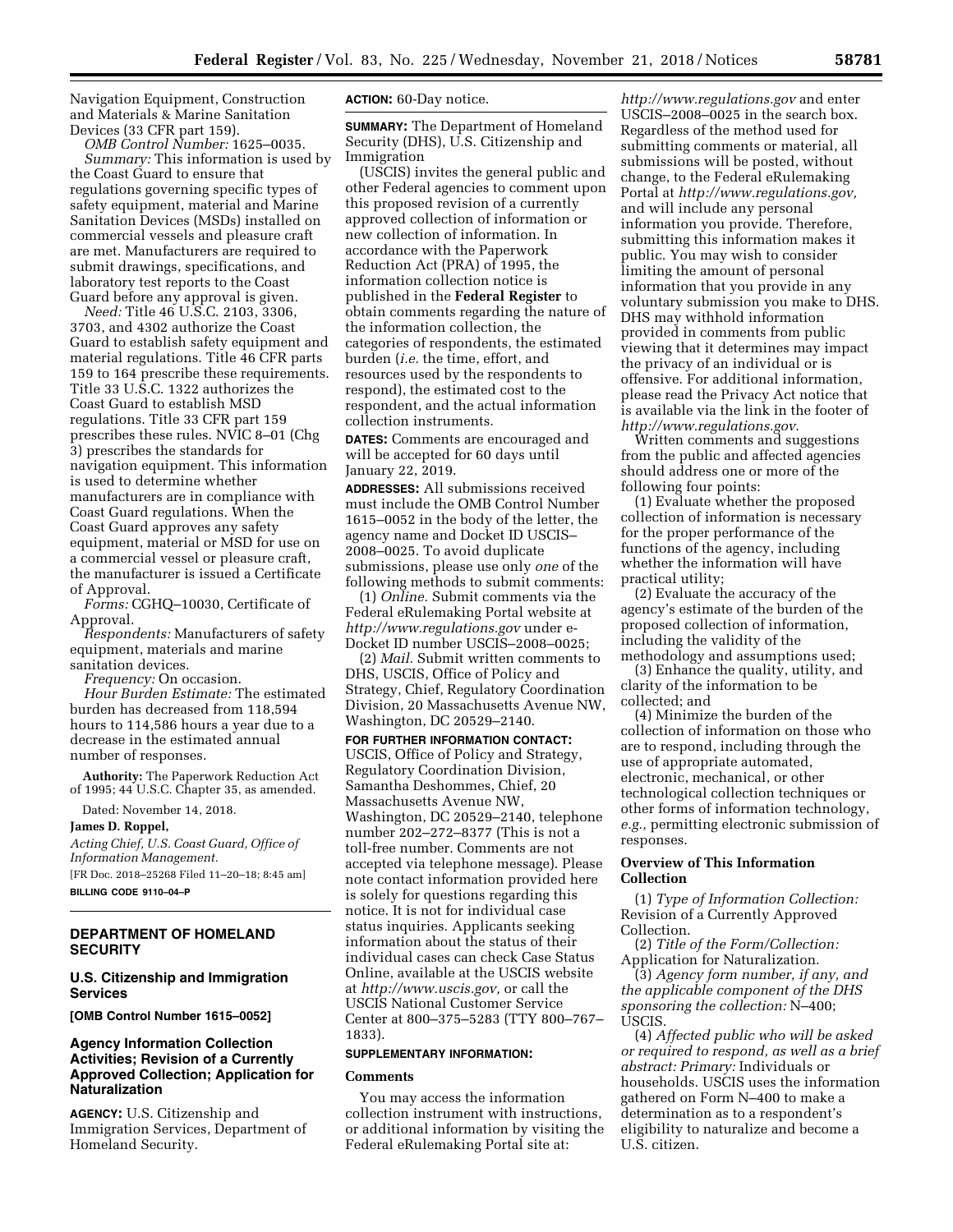Navigation Equipment, Construction and Materials & Marine Sanitation Devices (33 CFR part 159).

*OMB Control Number:* 1625–0035.

*Summary:* This information is used by the Coast Guard to ensure that regulations governing specific types of safety equipment, material and Marine Sanitation Devices (MSDs) installed on commercial vessels and pleasure craft are met. Manufacturers are required to submit drawings, specifications, and laboratory test reports to the Coast Guard before any approval is given.

*Need:* Title 46 U.S.C. 2103, 3306, 3703, and 4302 authorize the Coast Guard to establish safety equipment and material regulations. Title 46 CFR parts 159 to 164 prescribe these requirements. Title 33 U.S.C. 1322 authorizes the Coast Guard to establish MSD regulations. Title 33 CFR part 159 prescribes these rules. NVIC 8–01 (Chg 3) prescribes the standards for navigation equipment. This information is used to determine whether manufacturers are in compliance with Coast Guard regulations. When the Coast Guard approves any safety equipment, material or MSD for use on a commercial vessel or pleasure craft, the manufacturer is issued a Certificate of Approval.

*Forms:* CGHQ–10030, Certificate of Approval.

*Respondents:* Manufacturers of safety equipment, materials and marine sanitation devices.

*Frequency:* On occasion.

*Hour Burden Estimate:* The estimated burden has decreased from 118,594 hours to 114,586 hours a year due to a decrease in the estimated annual number of responses.

**Authority:** The Paperwork Reduction Act of 1995; 44 U.S.C. Chapter 35, as amended.

Dated: November 14, 2018.

**James D. Roppel,**

*Acting Chief, U.S. Coast Guard, Office of Information Management.*

[FR Doc. 2018–25268 Filed 11–20–18; 8:45 am]

**BILLING CODE 9110–04–P**

---

## DEPARTMENT OF HOMELAND SECURITY

### U.S. Citizenship and Immigration Services

**[OMB Control Number 1615–0052]**

### Agency Information Collection Activities; Revision of a Currently Approved Collection; Application for Naturalization

**AGENCY:** U.S. Citizenship and Immigration Services, Department of Homeland Security.

**ACTION:** 60-Day notice.

**SUMMARY:** The Department of Homeland Security (DHS), U.S. Citizenship and Immigration (USCIS) invites the general public and other Federal agencies to comment upon this proposed revision of a currently approved collection of information or new collection of information. In accordance with the Paperwork Reduction Act (PRA) of 1995, the information collection notice is published in the **Federal Register** to obtain comments regarding the nature of the information collection, the categories of respondents, the estimated burden (*i.e.* the time, effort, and resources used by the respondents to respond), the estimated cost to the respondent, and the actual information collection instruments.

**DATES:** Comments are encouraged and will be accepted for 60 days until January 22, 2019.

**ADDRESSES:** All submissions received must include the OMB Control Number 1615–0052 in the body of the letter, the agency name and Docket ID USCIS–2008–0025. To avoid duplicate submissions, please use only *one* of the following methods to submit comments:

(1) *Online.* Submit comments via the Federal eRulemaking Portal website at *http://www.regulations.gov* under e-Docket ID number USCIS–2008–0025;

(2) *Mail.* Submit written comments to DHS, USCIS, Office of Policy and Strategy, Chief, Regulatory Coordination Division, 20 Massachusetts Avenue NW, Washington, DC 20529–2140.

**FOR FURTHER INFORMATION CONTACT:** USCIS, Office of Policy and Strategy, Regulatory Coordination Division, Samantha Deshommes, Chief, 20 Massachusetts Avenue NW, Washington, DC 20529–2140, telephone number 202–272–8377 (This is not a toll-free number. Comments are not accepted via telephone message). Please note contact information provided here is solely for questions regarding this notice. It is not for individual case status inquiries. Applicants seeking information about the status of their individual cases can check Case Status Online, available at the USCIS website at *http://www.uscis.gov,* or call the USCIS National Customer Service Center at 800–375–5283 (TTY 800–767–1833).

**SUPPLEMENTARY INFORMATION:**

#### Comments

You may access the information collection instrument with instructions, or additional information by visiting the Federal eRulemaking Portal site at: *http://www.regulations.gov* and enter USCIS–2008–0025 in the search box. Regardless of the method used for submitting comments or material, all submissions will be posted, without change, to the Federal eRulemaking Portal at *http://www.regulations.gov,* and will include any personal information you provide. Therefore, submitting this information makes it public. You may wish to consider limiting the amount of personal information that you provide in any voluntary submission you make to DHS. DHS may withhold information provided in comments from public viewing that it determines may impact the privacy of an individual or is offensive. For additional information, please read the Privacy Act notice that is available via the link in the footer of *http://www.regulations.gov*.

Written comments and suggestions from the public and affected agencies should address one or more of the following four points:

(1) Evaluate whether the proposed collection of information is necessary for the proper performance of the functions of the agency, including whether the information will have practical utility;

(2) Evaluate the accuracy of the agency's estimate of the burden of the proposed collection of information, including the validity of the methodology and assumptions used;

(3) Enhance the quality, utility, and clarity of the information to be collected; and

(4) Minimize the burden of the collection of information on those who are to respond, including through the use of appropriate automated, electronic, mechanical, or other technological collection techniques or other forms of information technology, *e.g.,* permitting electronic submission of responses.

#### Overview of This Information Collection

(1) *Type of Information Collection:* Revision of a Currently Approved Collection.

(2) *Title of the Form/Collection:* Application for Naturalization.

(3) *Agency form number, if any, and the applicable component of the DHS sponsoring the collection:* N–400; USCIS.

(4) *Affected public who will be asked or required to respond, as well as a brief abstract: Primary:* Individuals or households. USCIS uses the information gathered on Form N–400 to make a determination as to a respondent's eligibility to naturalize and become a U.S. citizen.